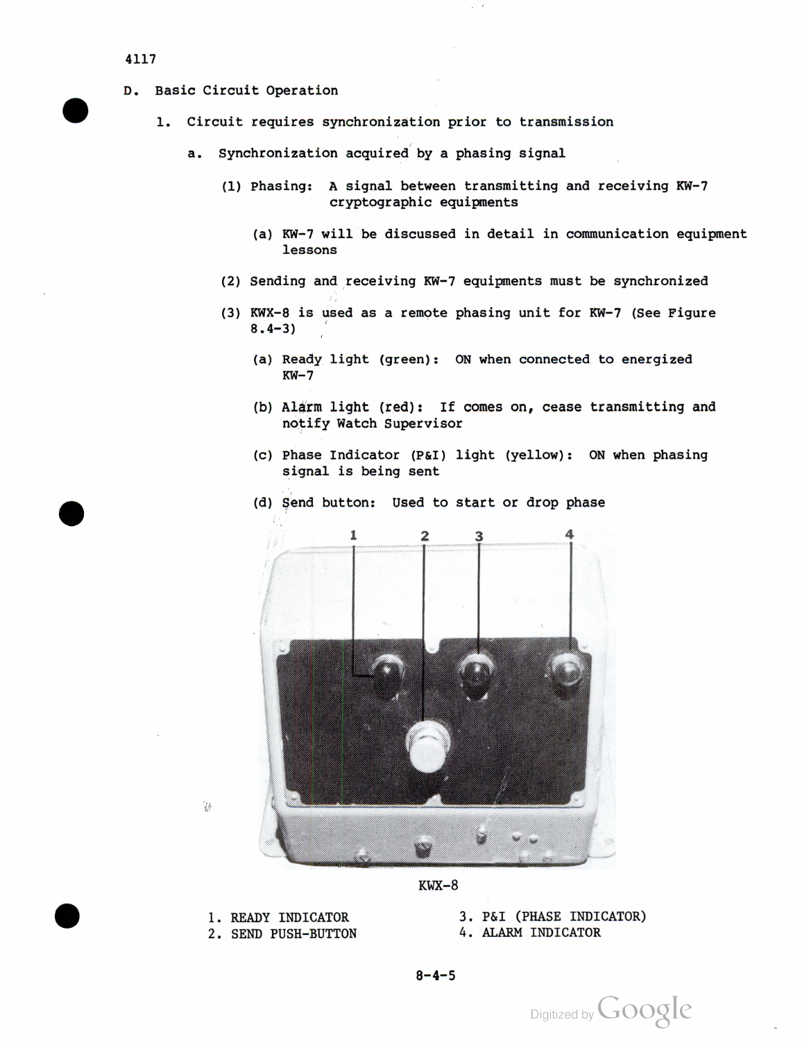4117

D. Basic Circuit Operation

1. Circuit requires synchronization prior to transmission

   a. Synchronization acquired by a phasing signal

      (1) Phasing: A signal between transmitting and receiving KW-7 cryptographic equipments

         (a) KW-7 will be discussed in detail in communication equipment lessons

      (2) Sending and receiving KW-7 equipments must be synchronized

      (3) KWX-8 is used as a remote phasing unit for KW-7 (See Figure 8.4-3)

         (a) Ready light (green): ON when connected to energized KW-7

         (b) Alarm light (red): If comes on, cease transmitting and notify Watch Supervisor

         (c) Phase Indicator (P&I) light (yellow): ON when phasing signal is being sent

         (d) Send button: Used to start or drop phase

KWX-8

1. READY INDICATOR
2. SEND PUSH-BUTTON
3. P&I (PHASE INDICATOR)
4. ALARM INDICATOR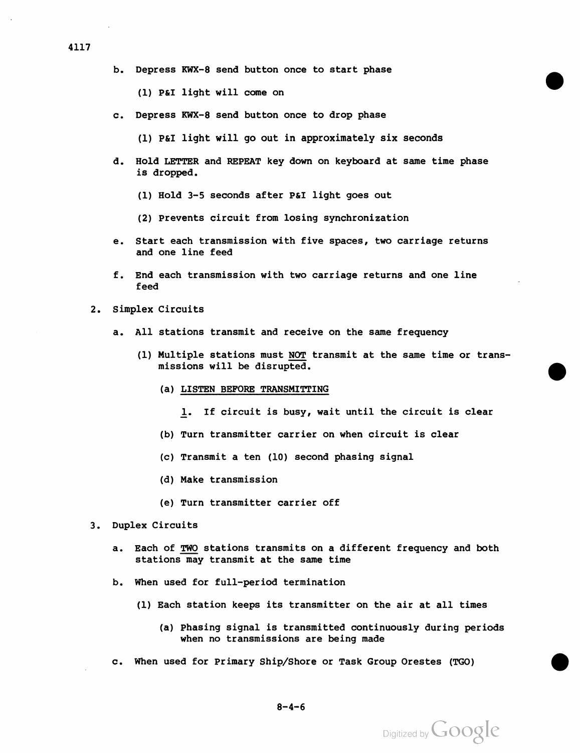b. Depress KWX-8 send button once to start phase

   (1) P&I light will come on

c. Depress KWX-8 send button once to drop phase

   (1) P&I light will go out in approximately six seconds

d. Hold LETTER and REPEAT key down on keyboard at same time phase is dropped.

   (1) Hold 3-5 seconds after P&I light goes out

   (2) Prevents circuit from losing synchronization

e. Start each transmission with five spaces, two carriage returns and one line feed

f. End each transmission with two carriage returns and one line feed

2. Simplex Circuits

   a. All stations transmit and receive on the same frequency

      (1) Multiple stations must <u>NOT</u> transmit at the same time or transmissions will be disrupted.

         (a) <u>LISTEN BEFORE TRANSMITTING</u>

            <u>1</u>. If circuit is busy, wait until the circuit is clear

         (b) Turn transmitter carrier on when circuit is clear

         (c) Transmit a ten (10) second phasing signal

         (d) Make transmission

         (e) Turn transmitter carrier off

3. Duplex Circuits

   a. Each of <u>TWO</u> stations transmits on a different frequency and both stations may transmit at the same time

   b. When used for full-period termination

      (1) Each station keeps its transmitter on the air at all times

         (a) Phasing signal is transmitted continuously during periods when no transmissions are being made

   c. When used for Primary Ship/Shore or Task Group Orestes (TGO)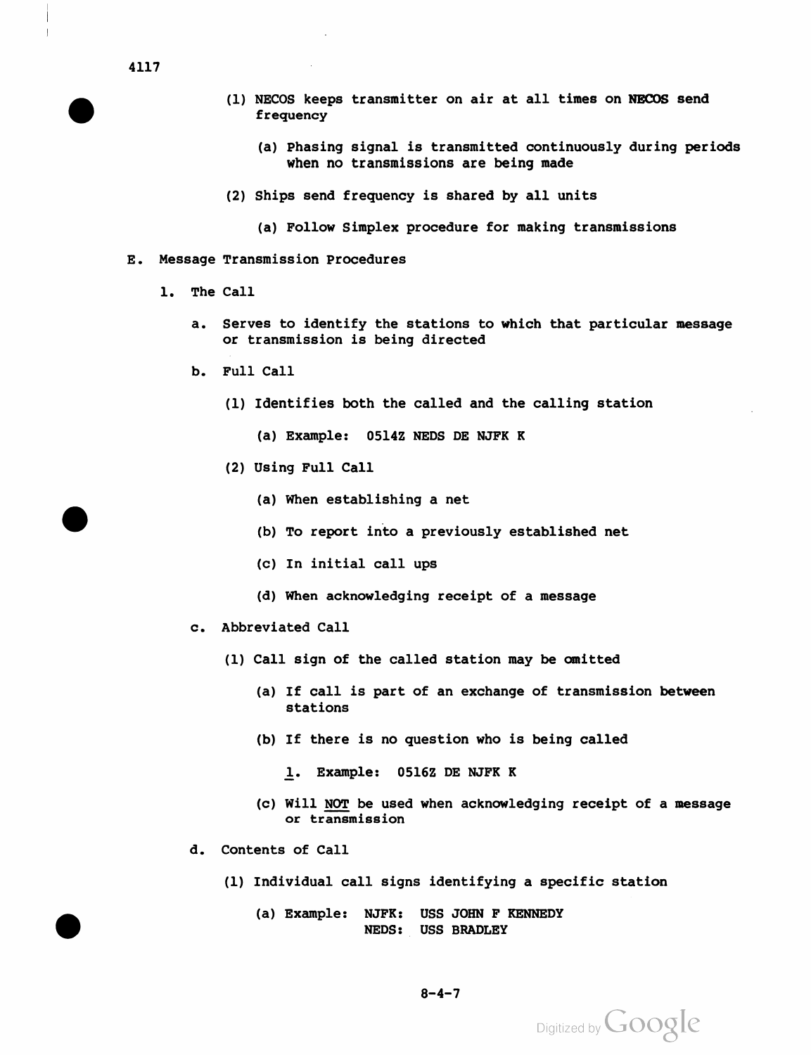(1) NECOS keeps transmitter on air at all times on NECOS send frequency

  (a) Phasing signal is transmitted continuously during periods when no transmissions are being made

(2) Ships send frequency is shared by all units

  (a) Follow Simplex procedure for making transmissions

E. Message Transmission Procedures

1. The Call

a. Serves to identify the stations to which that particular message or transmission is being directed

b. Full Call

(1) Identifies both the called and the calling station

  (a) Example: 0514Z NEDS DE NJFK K

(2) Using Full Call

  (a) When establishing a net

  (b) To report into a previously established net

  (c) In initial call ups

  (d) When acknowledging receipt of a message

c. Abbreviated Call

(1) Call sign of the called station may be omitted

  (a) If call is part of an exchange of transmission between stations

  (b) If there is no question who is being called

    1. Example: 0516Z DE NJFK K

  (c) Will NOT be used when acknowledging receipt of a message or transmission

d. Contents of Call

(1) Individual call signs identifying a specific station

  (a) Example: NJFK: USS JOHN F KENNEDY
  NEDS: USS BRADLEY